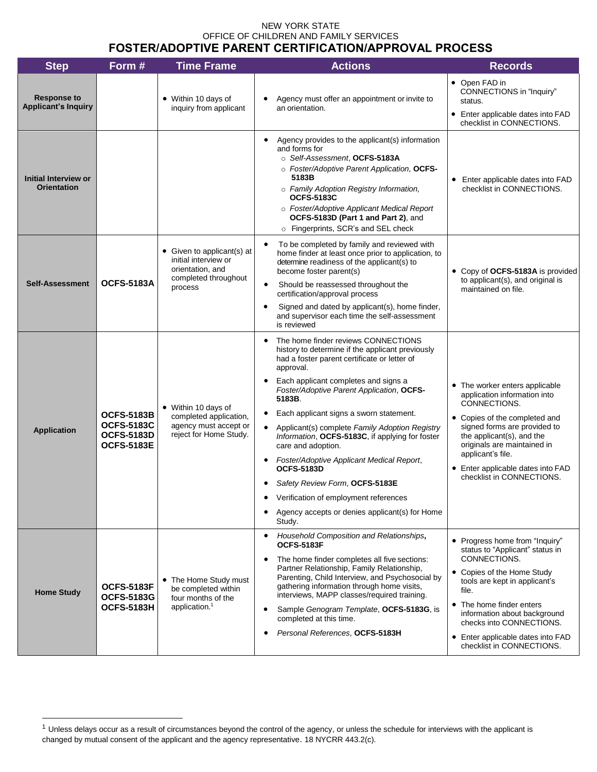NEW YORK STATE
OFFICE OF CHILDREN AND FAMILY SERVICES

# FOSTER/ADOPTIVE PARENT CERTIFICATION/APPROVAL PROCESS

| Step | Form # | Time Frame | Actions | Records |
|---|---|---|---|---|
| **Response to Applicant's Inquiry** | | • Within 10 days of inquiry from applicant | • Agency must offer an appointment or invite to an orientation. | • Open FAD in CONNECTIONS in "Inquiry" status.<br>• Enter applicable dates into FAD checklist in CONNECTIONS. |
| **Initial Interview or Orientation** | | | • Agency provides to the applicant(s) information and forms for<br>○ *Self-Assessment*, **OCFS-5183A**<br>○ *Foster/Adoptive Parent Application*, **OCFS-5183B**<br>○ *Family Adoption Registry Information,* **OCFS-5183C**<br>○ *Foster/Adoptive Applicant Medical Report* **OCFS-5183D (Part 1 and Part 2)**, and<br>○ Fingerprints, SCR's and SEL check | • Enter applicable dates into FAD checklist in CONNECTIONS. |
| **Self-Assessment** | **OCFS-5183A** | • Given to applicant(s) at initial interview or orientation, and completed throughout process | • To be completed by family and reviewed with home finder at least once prior to application, to determine readiness of the applicant(s) to become foster parent(s)<br>• Should be reassessed throughout the certification/approval process<br>• Signed and dated by applicant(s), home finder, and supervisor each time the self-assessment is reviewed | • Copy of **OCFS-5183A** is provided to applicant(s), and original is maintained on file. |
| **Application** | **OCFS-5183B**<br>**OCFS-5183C**<br>**OCFS-5183D**<br>**OCFS-5183E** | • Within 10 days of completed application, agency must accept or reject for Home Study. | • The home finder reviews CONNECTIONS history to determine if the applicant previously had a foster parent certificate or letter of approval.<br>• Each applicant completes and signs a *Foster/Adoptive Parent Application*, **OCFS-5183B**.<br>• Each applicant signs a sworn statement.<br>• Applicant(s) complete *Family Adoption Registry Information*, **OCFS-5183C**, if applying for foster care and adoption.<br>• *Foster/Adoptive Applicant Medical Report*, **OCFS-5183D**<br>• *Safety Review Form*, **OCFS-5183E**<br>• Verification of employment references<br>• Agency accepts or denies applicant(s) for Home Study. | • The worker enters applicable application information into CONNECTIONS.<br>• Copies of the completed and signed forms are provided to the applicant(s), and the originals are maintained in applicant's file.<br>• Enter applicable dates into FAD checklist in CONNECTIONS. |
| **Home Study** | **OCFS-5183F**<br>**OCFS-5183G**<br>**OCFS-5183H** | • The Home Study must be completed within four months of the application.[1] | • *Household Composition and Relationships*, **OCFS-5183F**<br>• The home finder completes all five sections: Partner Relationship, Family Relationship, Parenting, Child Interview, and Psychosocial by gathering information through home visits, interviews, MAPP classes/required training.<br>• Sample *Genogram Template*, **OCFS-5183G**, is completed at this time.<br>• *Personal References*, **OCFS-5183H** | • Progress home from "Inquiry" status to "Applicant" status in CONNECTIONS.<br>• Copies of the Home Study tools are kept in applicant's file.<br>• The home finder enters information about background checks into CONNECTIONS.<br>• Enter applicable dates into FAD checklist in CONNECTIONS. |

[1] Unless delays occur as a result of circumstances beyond the control of the agency, or unless the schedule for interviews with the applicant is changed by mutual consent of the applicant and the agency representative. 18 NYCRR 443.2(c).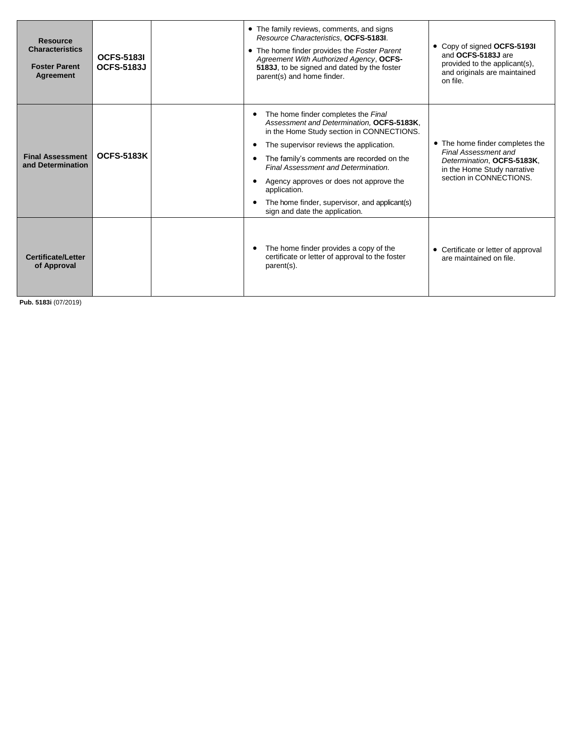| | | | | |
|---|---|---|---|---|
| **Resource Characteristics**<br><br>**Foster Parent Agreement** | **OCFS-5183I**<br>**OCFS-5183J** | | • The family reviews, comments, and signs *Resource Characteristics*, **OCFS-5183I**.<br>• The home finder provides the *Foster Parent Agreement With Authorized Agency*, **OCFS-5183J**, to be signed and dated by the foster parent(s) and home finder. | • Copy of signed **OCFS-5193I** and **OCFS-5183J** are provided to the applicant(s), and originals are maintained on file. |
| **Final Assessment and Determination** | **OCFS-5183K** | | • The home finder completes the *Final Assessment and Determination,* **OCFS-5183K**, in the Home Study section in CONNECTIONS.<br>• The supervisor reviews the application.<br>• The family's comments are recorded on the *Final Assessment and Determination.*<br>• Agency approves or does not approve the application.<br>• The home finder, supervisor, and applicant(s) sign and date the application. | • The home finder completes the *Final Assessment and Determination*, **OCFS-5183K**, in the Home Study narrative section in CONNECTIONS. |
| **Certificate/Letter of Approval** | | | • The home finder provides a copy of the certificate or letter of approval to the foster parent(s). | • Certificate or letter of approval are maintained on file. |

**Pub. 5183i** (07/2019)